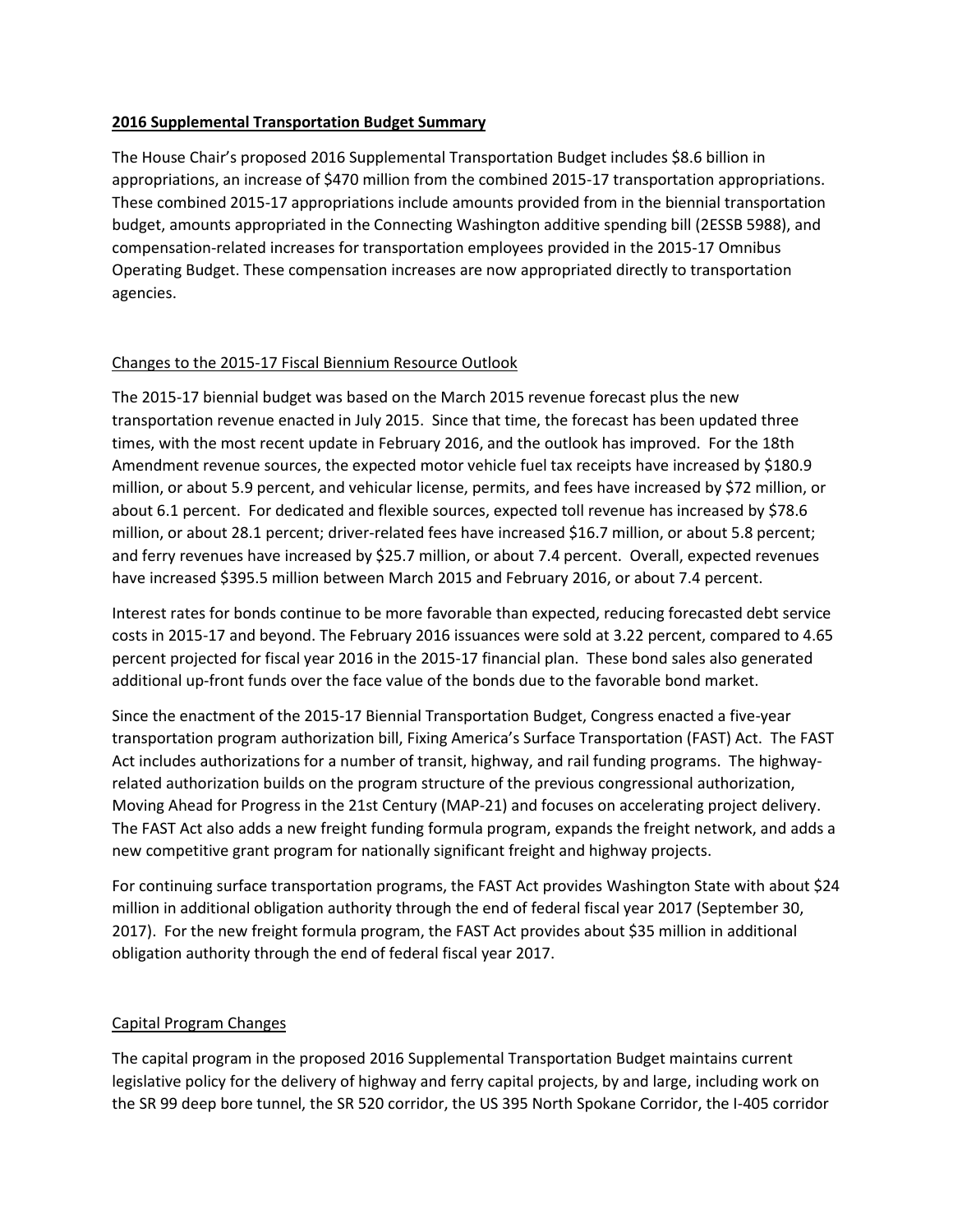**2016 Supplemental Transportation Budget Summary**

The House Chair's proposed 2016 Supplemental Transportation Budget includes $8.6 billion in appropriations, an increase of $470 million from the combined 2015-17 transportation appropriations. These combined 2015-17 appropriations include amounts provided from in the biennial transportation budget, amounts appropriated in the Connecting Washington additive spending bill (2ESSB 5988), and compensation-related increases for transportation employees provided in the 2015-17 Omnibus Operating Budget. These compensation increases are now appropriated directly to transportation agencies.

Changes to the 2015-17 Fiscal Biennium Resource Outlook

The 2015-17 biennial budget was based on the March 2015 revenue forecast plus the new transportation revenue enacted in July 2015. Since that time, the forecast has been updated three times, with the most recent update in February 2016, and the outlook has improved. For the 18th Amendment revenue sources, the expected motor vehicle fuel tax receipts have increased by $180.9 million, or about 5.9 percent, and vehicular license, permits, and fees have increased by $72 million, or about 6.1 percent. For dedicated and flexible sources, expected toll revenue has increased by $78.6 million, or about 28.1 percent; driver-related fees have increased $16.7 million, or about 5.8 percent; and ferry revenues have increased by $25.7 million, or about 7.4 percent. Overall, expected revenues have increased $395.5 million between March 2015 and February 2016, or about 7.4 percent.

Interest rates for bonds continue to be more favorable than expected, reducing forecasted debt service costs in 2015-17 and beyond. The February 2016 issuances were sold at 3.22 percent, compared to 4.65 percent projected for fiscal year 2016 in the 2015-17 financial plan. These bond sales also generated additional up-front funds over the face value of the bonds due to the favorable bond market.

Since the enactment of the 2015-17 Biennial Transportation Budget, Congress enacted a five-year transportation program authorization bill, Fixing America's Surface Transportation (FAST) Act. The FAST Act includes authorizations for a number of transit, highway, and rail funding programs. The highway-related authorization builds on the program structure of the previous congressional authorization, Moving Ahead for Progress in the 21st Century (MAP-21) and focuses on accelerating project delivery. The FAST Act also adds a new freight funding formula program, expands the freight network, and adds a new competitive grant program for nationally significant freight and highway projects.

For continuing surface transportation programs, the FAST Act provides Washington State with about $24 million in additional obligation authority through the end of federal fiscal year 2017 (September 30, 2017). For the new freight formula program, the FAST Act provides about $35 million in additional obligation authority through the end of federal fiscal year 2017.

Capital Program Changes

The capital program in the proposed 2016 Supplemental Transportation Budget maintains current legislative policy for the delivery of highway and ferry capital projects, by and large, including work on the SR 99 deep bore tunnel, the SR 520 corridor, the US 395 North Spokane Corridor, the I-405 corridor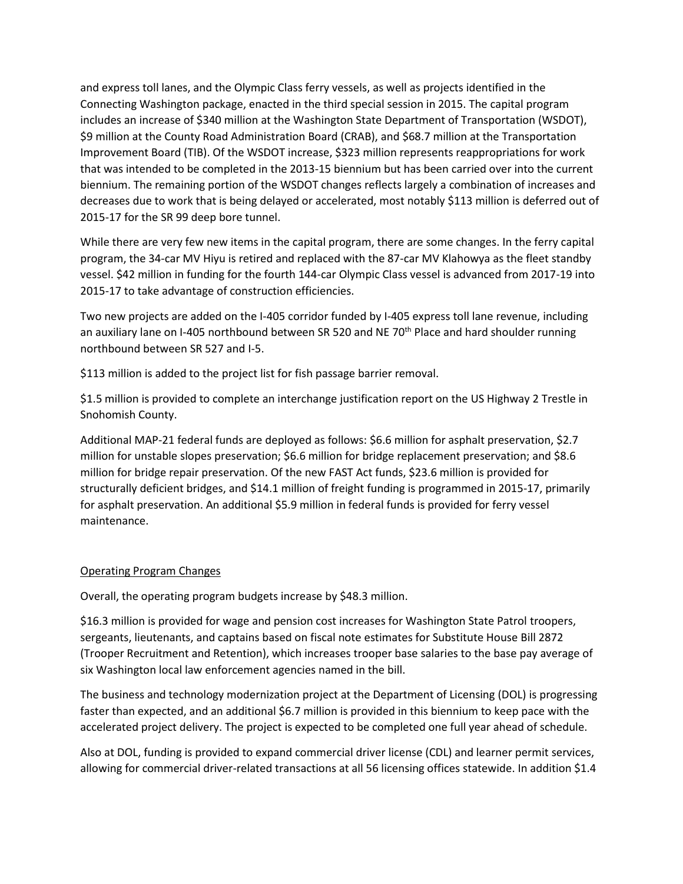and express toll lanes, and the Olympic Class ferry vessels, as well as projects identified in the Connecting Washington package, enacted in the third special session in 2015. The capital program includes an increase of $340 million at the Washington State Department of Transportation (WSDOT), $9 million at the County Road Administration Board (CRAB), and $68.7 million at the Transportation Improvement Board (TIB). Of the WSDOT increase, $323 million represents reappropriations for work that was intended to be completed in the 2013-15 biennium but has been carried over into the current biennium. The remaining portion of the WSDOT changes reflects largely a combination of increases and decreases due to work that is being delayed or accelerated, most notably $113 million is deferred out of 2015-17 for the SR 99 deep bore tunnel.

While there are very few new items in the capital program, there are some changes. In the ferry capital program, the 34-car MV Hiyu is retired and replaced with the 87-car MV Klahowya as the fleet standby vessel. $42 million in funding for the fourth 144-car Olympic Class vessel is advanced from 2017-19 into 2015-17 to take advantage of construction efficiencies.

Two new projects are added on the I-405 corridor funded by I-405 express toll lane revenue, including an auxiliary lane on I-405 northbound between SR 520 and NE 70th Place and hard shoulder running northbound between SR 527 and I-5.

$113 million is added to the project list for fish passage barrier removal.

$1.5 million is provided to complete an interchange justification report on the US Highway 2 Trestle in Snohomish County.

Additional MAP-21 federal funds are deployed as follows: $6.6 million for asphalt preservation, $2.7 million for unstable slopes preservation; $6.6 million for bridge replacement preservation; and $8.6 million for bridge repair preservation. Of the new FAST Act funds, $23.6 million is provided for structurally deficient bridges, and $14.1 million of freight funding is programmed in 2015-17, primarily for asphalt preservation. An additional $5.9 million in federal funds is provided for ferry vessel maintenance.

## Operating Program Changes

Overall, the operating program budgets increase by $48.3 million.

$16.3 million is provided for wage and pension cost increases for Washington State Patrol troopers, sergeants, lieutenants, and captains based on fiscal note estimates for Substitute House Bill 2872 (Trooper Recruitment and Retention), which increases trooper base salaries to the base pay average of six Washington local law enforcement agencies named in the bill.

The business and technology modernization project at the Department of Licensing (DOL) is progressing faster than expected, and an additional $6.7 million is provided in this biennium to keep pace with the accelerated project delivery. The project is expected to be completed one full year ahead of schedule.

Also at DOL, funding is provided to expand commercial driver license (CDL) and learner permit services, allowing for commercial driver-related transactions at all 56 licensing offices statewide. In addition $1.4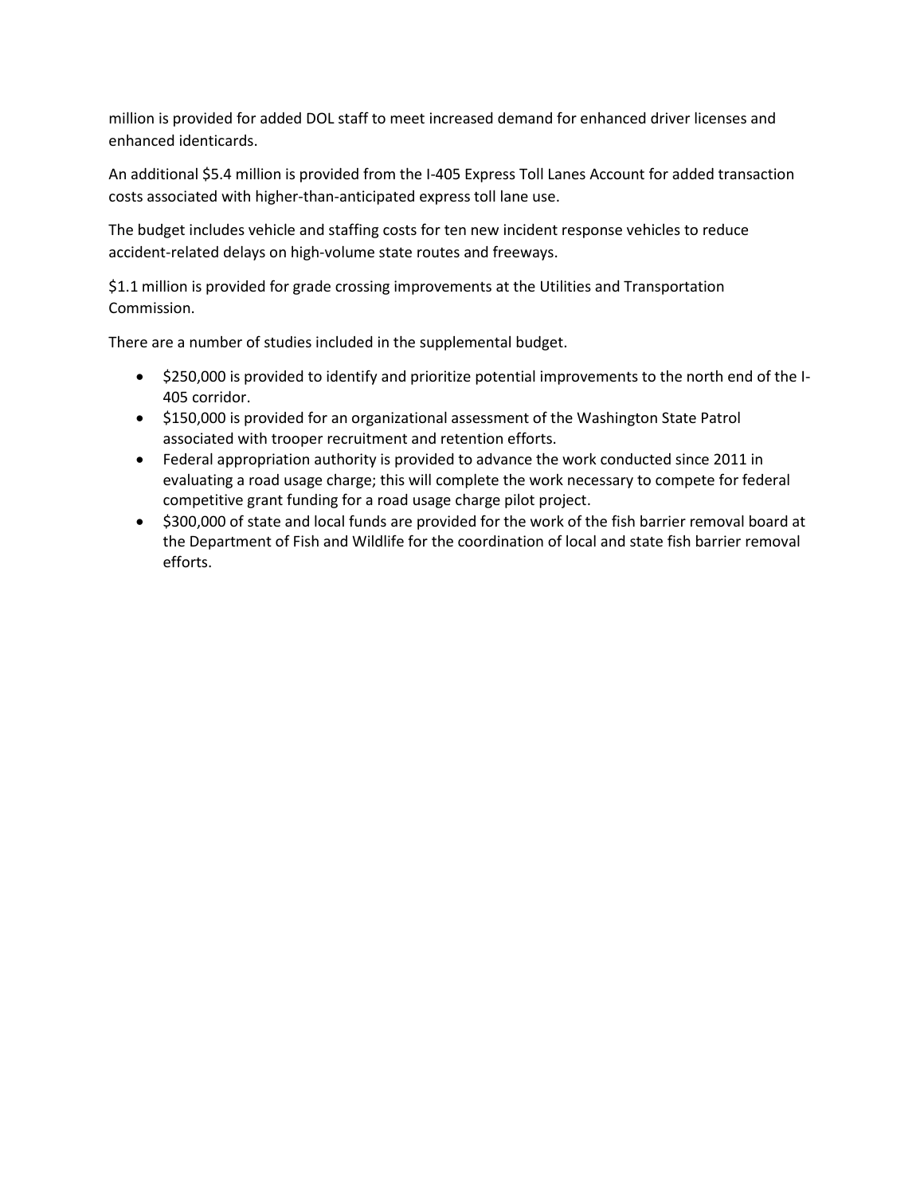million is provided for added DOL staff to meet increased demand for enhanced driver licenses and enhanced identicards.

An additional $5.4 million is provided from the I-405 Express Toll Lanes Account for added transaction costs associated with higher-than-anticipated express toll lane use.

The budget includes vehicle and staffing costs for ten new incident response vehicles to reduce accident-related delays on high-volume state routes and freeways.

$1.1 million is provided for grade crossing improvements at the Utilities and Transportation Commission.

There are a number of studies included in the supplemental budget.

- $250,000 is provided to identify and prioritize potential improvements to the north end of the I-405 corridor.
- $150,000 is provided for an organizational assessment of the Washington State Patrol associated with trooper recruitment and retention efforts.
- Federal appropriation authority is provided to advance the work conducted since 2011 in evaluating a road usage charge; this will complete the work necessary to compete for federal competitive grant funding for a road usage charge pilot project.
- $300,000 of state and local funds are provided for the work of the fish barrier removal board at the Department of Fish and Wildlife for the coordination of local and state fish barrier removal efforts.